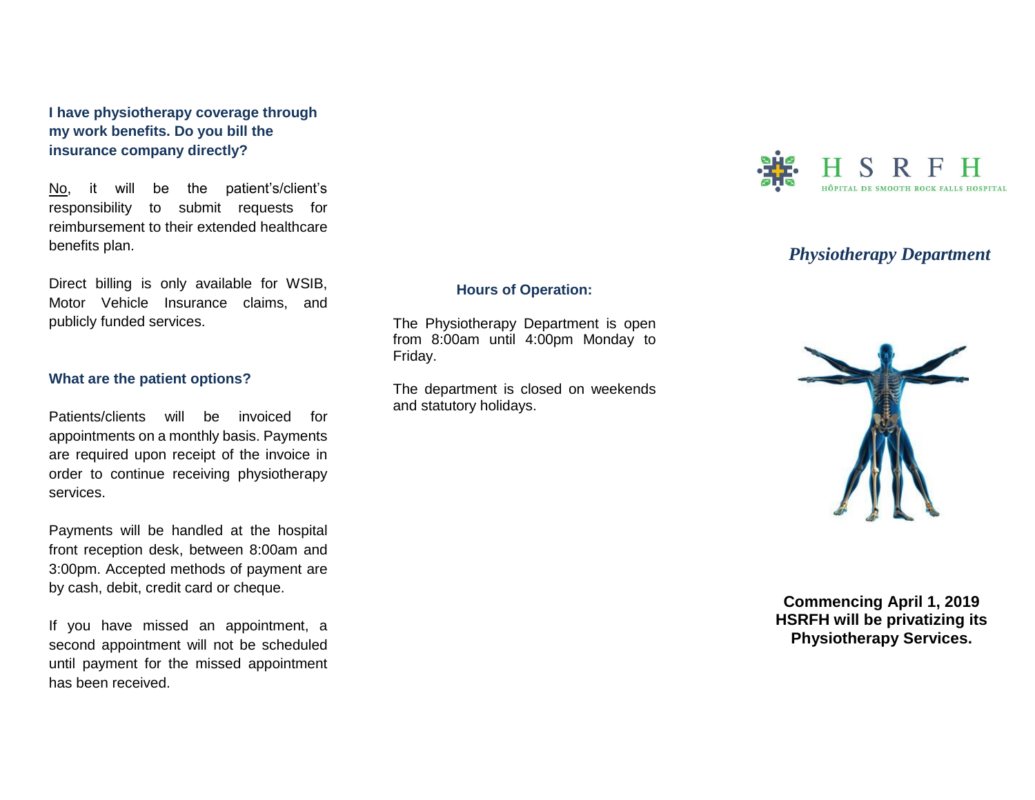### I have physiotherapy coverage through my work benefits. Do you bill the insurance company directly?

No, it will be the patient's/client's responsibility to submit requests for reimbursement to their extended healthcare benefits plan.

Direct billing is only available for WSIB, Motor Vehicle Insurance claims, and publicly funded services.

### What are the patient options?

Patients/clients will be invoiced for appointments on a monthly basis. Payments are required upon receipt of the invoice in order to continue receiving physiotherapy services.

Payments will be handled at the hospital front reception desk, between 8:00am and 3:00pm. Accepted methods of payment are by cash, debit, credit card or cheque.

If you have missed an appointment, a second appointment will not be scheduled until payment for the missed appointment has been received.

### Hours of Operation:

The Physiotherapy Department is open from 8:00am until 4:00pm Monday to Friday.

The department is closed on weekends and statutory holidays.

HSRFH

HÔPITAL DE SMOOTH ROCK FALLS HOSPITAL

## *Physiotherapy Department*

**Commencing April 1, 2019 HSRFH will be privatizing its Physiotherapy Services.**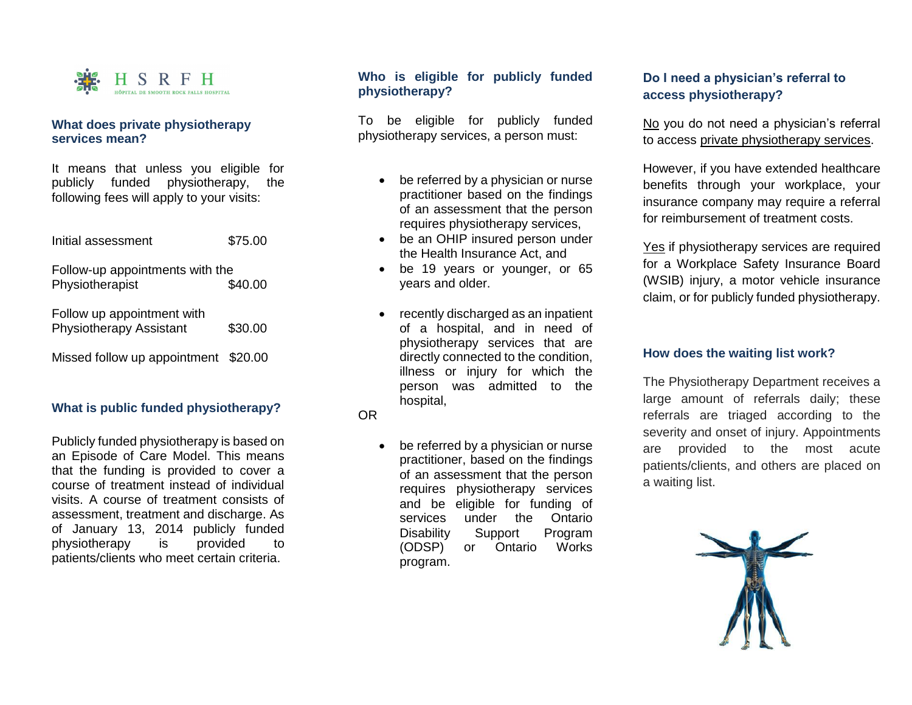HSRFH
HÔPITAL DE SMOOTH ROCK FALLS HOSPITAL

## What does private physiotherapy services mean?

It means that unless you eligible for publicly funded physiotherapy, the following fees will apply to your visits:

| | |
|---|---|
| Initial assessment | $75.00 |
| Follow-up appointments with the Physiotherapist | $40.00 |
| Follow up appointment with Physiotherapy Assistant | $30.00 |
| Missed follow up appointment | $20.00 |

## What is public funded physiotherapy?

Publicly funded physiotherapy is based on an Episode of Care Model. This means that the funding is provided to cover a course of treatment instead of individual visits. A course of treatment consists of assessment, treatment and discharge. As of January 13, 2014 publicly funded physiotherapy is provided to patients/clients who meet certain criteria.

## Who is eligible for publicly funded physiotherapy?

To be eligible for publicly funded physiotherapy services, a person must:

- be referred by a physician or nurse practitioner based on the findings of an assessment that the person requires physiotherapy services,
- be an OHIP insured person under the Health Insurance Act, and
- be 19 years or younger, or 65 years and older.

- recently discharged as an inpatient of a hospital, and in need of physiotherapy services that are directly connected to the condition, illness or injury for which the person was admitted to the hospital,

OR

- be referred by a physician or nurse practitioner, based on the findings of an assessment that the person requires physiotherapy services and be eligible for funding of services under the Ontario Disability Support Program (ODSP) or Ontario Works program.

## Do I need a physician's referral to access physiotherapy?

No you do not need a physician's referral to access private physiotherapy services.

However, if you have extended healthcare benefits through your workplace, your insurance company may require a referral for reimbursement of treatment costs.

Yes if physiotherapy services are required for a Workplace Safety Insurance Board (WSIB) injury, a motor vehicle insurance claim, or for publicly funded physiotherapy.

## How does the waiting list work?

The Physiotherapy Department receives a large amount of referrals daily; these referrals are triaged according to the severity and onset of injury. Appointments are provided to the most acute patients/clients, and others are placed on a waiting list.